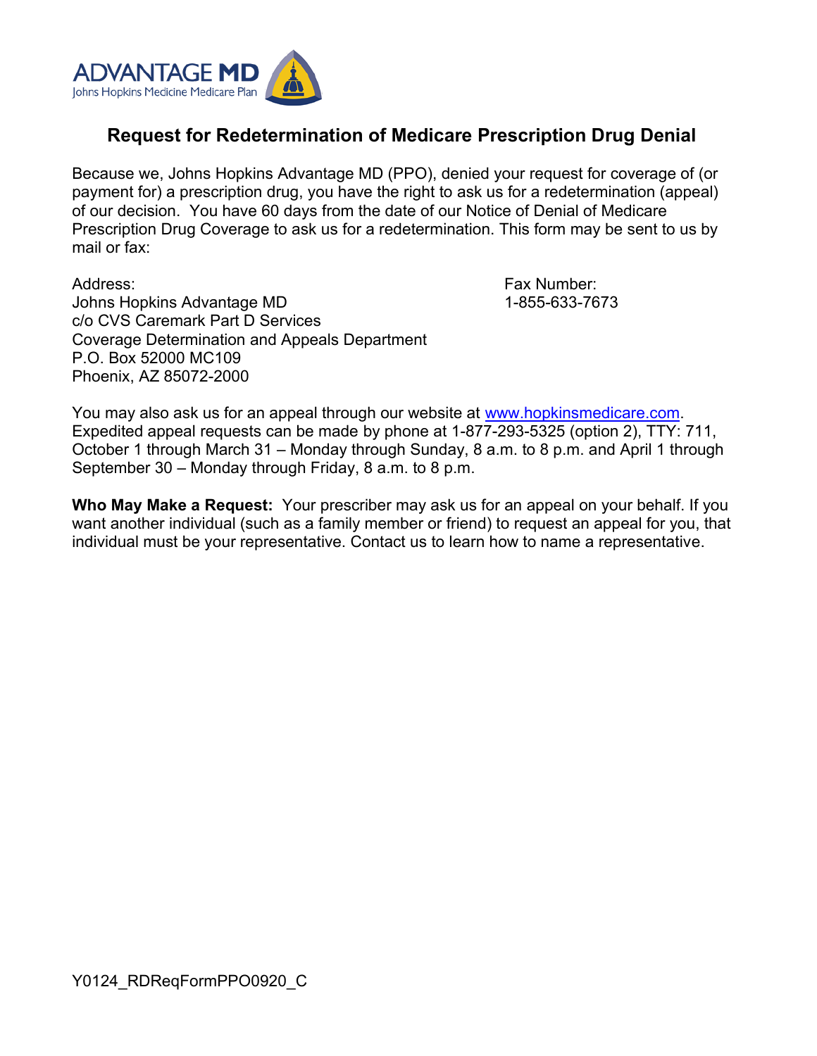ADVANTAGE MD
Johns Hopkins Medicine Medicare Plan

# Request for Redetermination of Medicare Prescription Drug Denial

Because we, Johns Hopkins Advantage MD (PPO), denied your request for coverage of (or payment for) a prescription drug, you have the right to ask us for a redetermination (appeal) of our decision. You have 60 days from the date of our Notice of Denial of Medicare Prescription Drug Coverage to ask us for a redetermination. This form may be sent to us by mail or fax:

Address:
Johns Hopkins Advantage MD
c/o CVS Caremark Part D Services
Coverage Determination and Appeals Department
P.O. Box 52000 MC109
Phoenix, AZ 85072-2000

Fax Number:
1-855-633-7673

You may also ask us for an appeal through our website at www.hopkinsmedicare.com. Expedited appeal requests can be made by phone at 1-877-293-5325 (option 2), TTY: 711, October 1 through March 31 – Monday through Sunday, 8 a.m. to 8 p.m. and April 1 through September 30 – Monday through Friday, 8 a.m. to 8 p.m.

**Who May Make a Request:** Your prescriber may ask us for an appeal on your behalf. If you want another individual (such as a family member or friend) to request an appeal for you, that individual must be your representative. Contact us to learn how to name a representative.

Y0124_RDReqFormPPO0920_C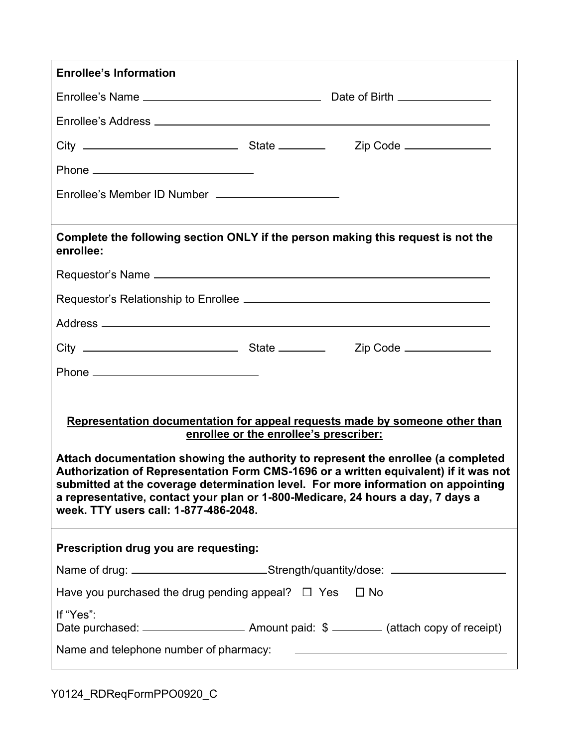**Enrollee's Information**

Enrollee's Name ______________________________ Date of Birth ______________

Enrollee's Address ____________________________________________________________

City ___________________________ State ________ Zip Code ______________

Phone ___________________________

Enrollee's Member ID Number ____________________

**Complete the following section ONLY if the person making this request is not the enrollee:**

Requestor's Name ______________________________________________________

Requestor's Relationship to Enrollee ____________________________________

Address ______________________________________________________________

City ___________________________ State ________ Zip Code ______________

Phone ___________________________

**Representation documentation for appeal requests made by someone other than enrollee or the enrollee's prescriber:**

**Attach documentation showing the authority to represent the enrollee (a completed Authorization of Representation Form CMS-1696 or a written equivalent) if it was not submitted at the coverage determination level. For more information on appointing a representative, contact your plan or 1-800-Medicare, 24 hours a day, 7 days a week. TTY users call: 1-877-486-2048.**

**Prescription drug you are requesting:**

Name of drug: ______________________ Strength/quantity/dose: __________________

Have you purchased the drug pending appeal? ☐ Yes ☐ No

If "Yes":
Date purchased: ________________ Amount paid: $ ________ (attach copy of receipt)

Name and telephone number of pharmacy: ____________________________________

Y0124_RDReqFormPPO0920_C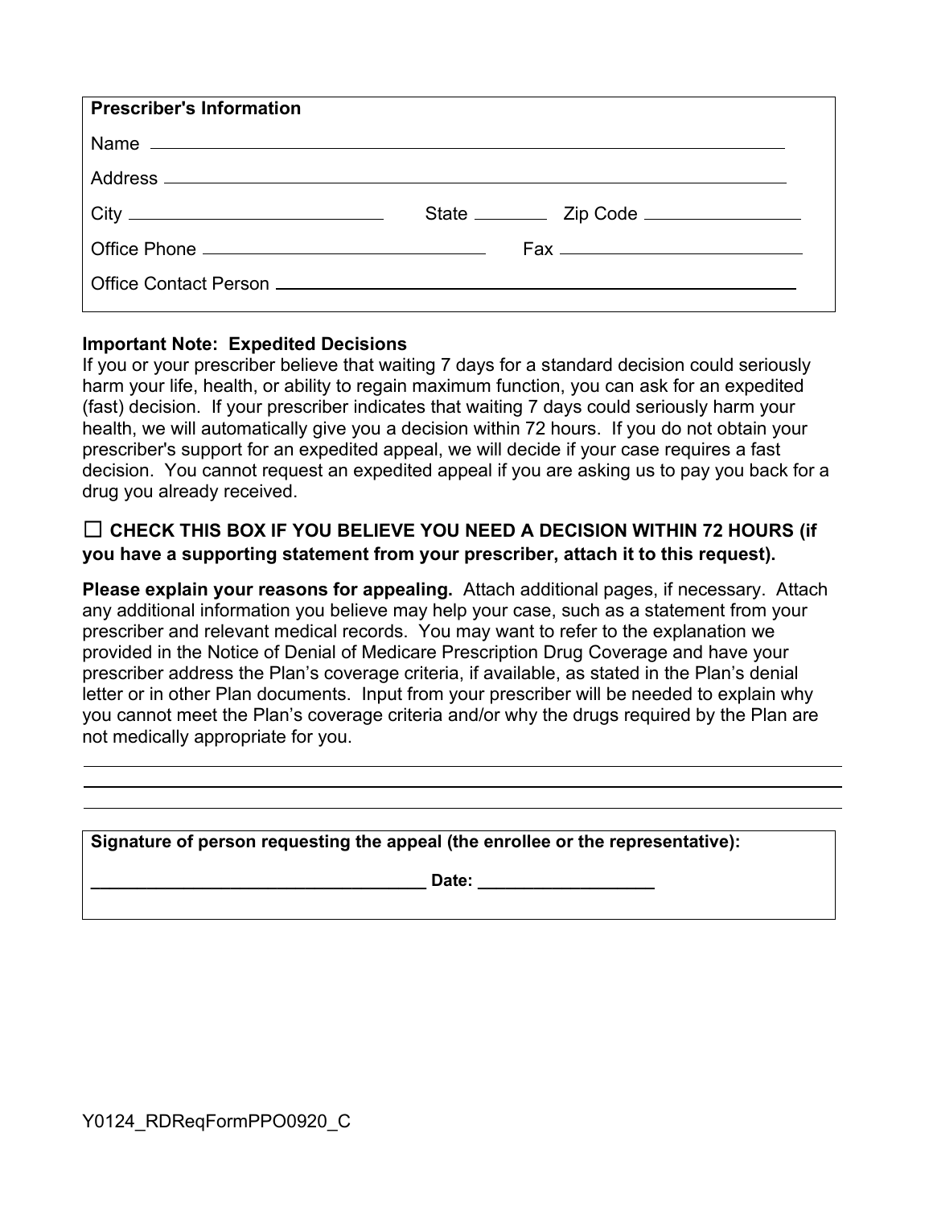**Prescriber's Information**

Name \_\_\_\_\_\_\_\_\_\_\_\_\_\_\_\_\_\_\_\_\_\_\_\_\_\_\_\_\_\_\_\_\_\_\_\_\_\_\_\_\_\_\_\_\_\_\_\_\_\_\_\_\_\_\_\_\_\_\_\_

Address \_\_\_\_\_\_\_\_\_\_\_\_\_\_\_\_\_\_\_\_\_\_\_\_\_\_\_\_\_\_\_\_\_\_\_\_\_\_\_\_\_\_\_\_\_\_\_\_\_\_\_\_\_\_\_\_\_\_

City \_\_\_\_\_\_\_\_\_\_\_\_\_\_\_\_\_\_\_\_\_\_ State \_\_\_\_\_\_\_ Zip Code \_\_\_\_\_\_\_\_\_\_\_\_\_\_

Office Phone \_\_\_\_\_\_\_\_\_\_\_\_\_\_\_\_\_\_\_\_\_\_\_\_\_\_\_ Fax \_\_\_\_\_\_\_\_\_\_\_\_\_\_\_\_\_\_\_\_\_\_\_

Office Contact Person \_\_\_\_\_\_\_\_\_\_\_\_\_\_\_\_\_\_\_\_\_\_\_\_\_\_\_\_\_\_\_\_\_\_\_\_\_\_\_\_\_\_\_\_\_\_\_

**Important Note: Expedited Decisions**
If you or your prescriber believe that waiting 7 days for a standard decision could seriously harm your life, health, or ability to regain maximum function, you can ask for an expedited (fast) decision. If your prescriber indicates that waiting 7 days could seriously harm your health, we will automatically give you a decision within 72 hours. If you do not obtain your prescriber's support for an expedited appeal, we will decide if your case requires a fast decision. You cannot request an expedited appeal if you are asking us to pay you back for a drug you already received.

☐ **CHECK THIS BOX IF YOU BELIEVE YOU NEED A DECISION WITHIN 72 HOURS (if you have a supporting statement from your prescriber, attach it to this request).**

**Please explain your reasons for appealing.** Attach additional pages, if necessary. Attach any additional information you believe may help your case, such as a statement from your prescriber and relevant medical records. You may want to refer to the explanation we provided in the Notice of Denial of Medicare Prescription Drug Coverage and have your prescriber address the Plan's coverage criteria, if available, as stated in the Plan's denial letter or in other Plan documents. Input from your prescriber will be needed to explain why you cannot meet the Plan's coverage criteria and/or why the drugs required by the Plan are not medically appropriate for you.

\_\_\_\_\_\_\_\_\_\_\_\_\_\_\_\_\_\_\_\_\_\_\_\_\_\_\_\_\_\_\_\_\_\_\_\_\_\_\_\_\_\_\_\_\_\_\_\_\_\_\_\_\_\_\_\_\_\_\_\_\_\_\_\_\_\_\_\_

\_\_\_\_\_\_\_\_\_\_\_\_\_\_\_\_\_\_\_\_\_\_\_\_\_\_\_\_\_\_\_\_\_\_\_\_\_\_\_\_\_\_\_\_\_\_\_\_\_\_\_\_\_\_\_\_\_\_\_\_\_\_\_\_\_\_\_\_

\_\_\_\_\_\_\_\_\_\_\_\_\_\_\_\_\_\_\_\_\_\_\_\_\_\_\_\_\_\_\_\_\_\_\_\_\_\_\_\_\_\_\_\_\_\_\_\_\_\_\_\_\_\_\_\_\_\_\_\_\_\_\_\_\_\_\_\_

**Signature of person requesting the appeal (the enrollee or the representative):**

**\_\_\_\_\_\_\_\_\_\_\_\_\_\_\_\_\_\_\_\_\_\_\_\_\_\_\_\_\_\_\_\_\_\_\_\_ Date: \_\_\_\_\_\_\_\_\_\_\_\_\_\_\_\_\_\_**

Y0124_RDReqFormPPO0920_C